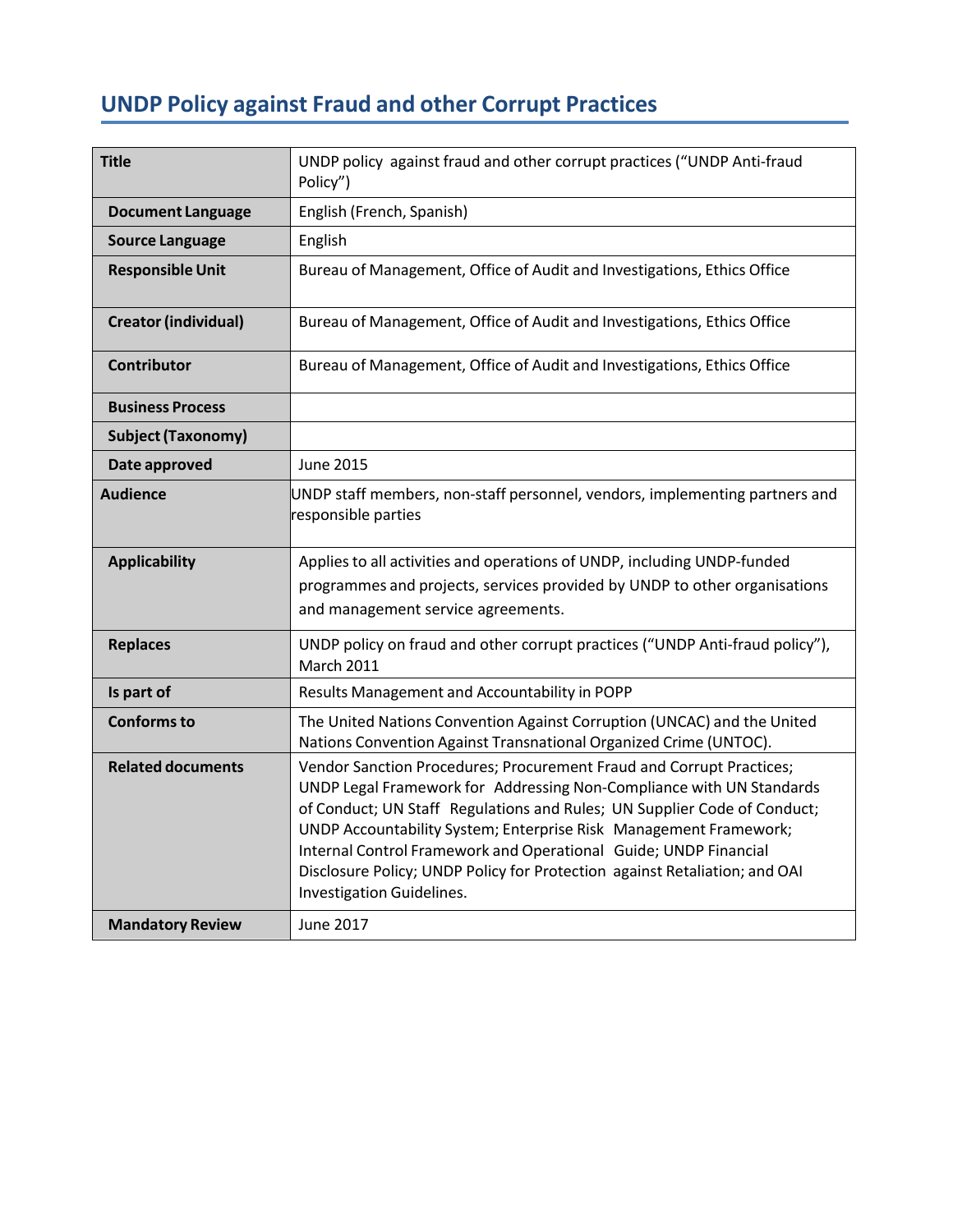# UNDP Policy against Fraud and other Corrupt Practices

| Title | UNDP policy against fraud and other corrupt practices ("UNDP Anti-fraud Policy") |
|---|---|
| Document Language | English (French, Spanish) |
| Source Language | English |
| Responsible Unit | Bureau of Management, Office of Audit and Investigations, Ethics Office |
| Creator (individual) | Bureau of Management, Office of Audit and Investigations, Ethics Office |
| Contributor | Bureau of Management, Office of Audit and Investigations, Ethics Office |
| Business Process | |
| Subject (Taxonomy) | |
| Date approved | June 2015 |
| Audience | UNDP staff members, non-staff personnel, vendors, implementing partners and responsible parties |
| Applicability | Applies to all activities and operations of UNDP, including UNDP-funded programmes and projects, services provided by UNDP to other organisations and management service agreements. |
| Replaces | UNDP policy on fraud and other corrupt practices ("UNDP Anti-fraud policy"), March 2011 |
| Is part of | Results Management and Accountability in POPP |
| Conforms to | The United Nations Convention Against Corruption (UNCAC) and the United Nations Convention Against Transnational Organized Crime (UNTOC). |
| Related documents | Vendor Sanction Procedures; Procurement Fraud and Corrupt Practices; UNDP Legal Framework for Addressing Non-Compliance with UN Standards of Conduct; UN Staff Regulations and Rules; UN Supplier Code of Conduct; UNDP Accountability System; Enterprise Risk Management Framework; Internal Control Framework and Operational Guide; UNDP Financial Disclosure Policy; UNDP Policy for Protection against Retaliation; and OAI Investigation Guidelines. |
| Mandatory Review | June 2017 |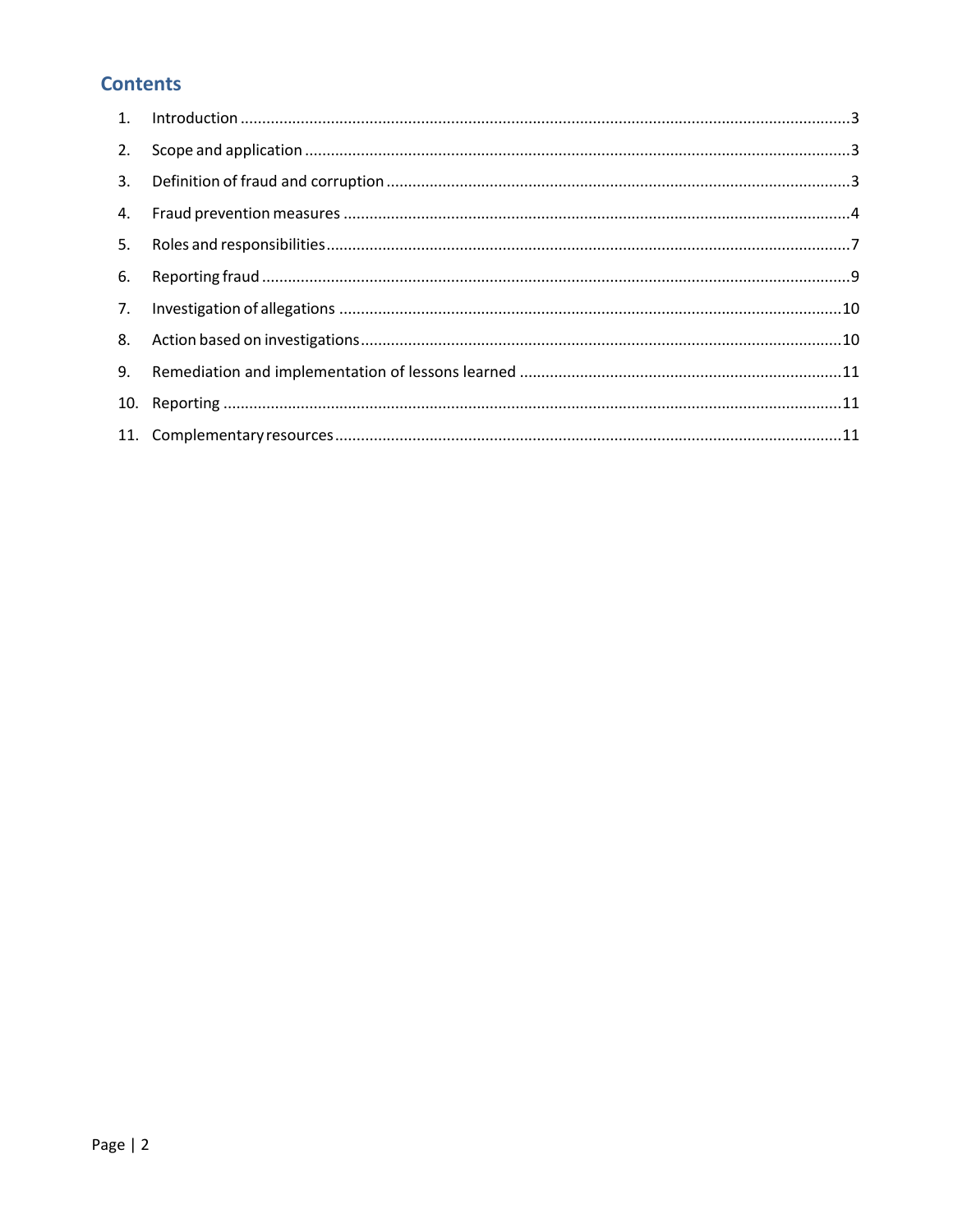## Contents

1. Introduction ........................................................................................................................................3
2. Scope and application ........................................................................................................................3
3. Definition of fraud and corruption .......................................................................................................3
4. Fraud prevention measures .................................................................................................................4
5. Roles and responsibilities.....................................................................................................................7
6. Reporting fraud ...................................................................................................................................9
7. Investigation of allegations ................................................................................................................10
8. Action based on investigations...........................................................................................................10
9. Remediation and implementation of lessons learned .......................................................................11
10. Reporting ..........................................................................................................................................11
11. Complementary resources.................................................................................................................11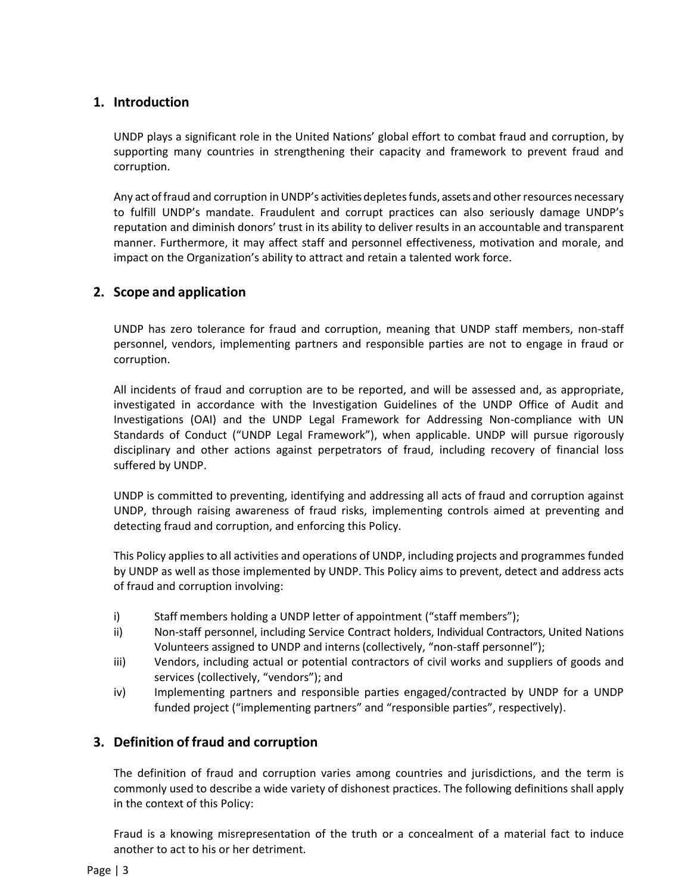## 1. Introduction

UNDP plays a significant role in the United Nations' global effort to combat fraud and corruption, by supporting many countries in strengthening their capacity and framework to prevent fraud and corruption.

Any act of fraud and corruption in UNDP's activities depletes funds, assets and other resources necessary to fulfill UNDP's mandate. Fraudulent and corrupt practices can also seriously damage UNDP's reputation and diminish donors' trust in its ability to deliver results in an accountable and transparent manner. Furthermore, it may affect staff and personnel effectiveness, motivation and morale, and impact on the Organization's ability to attract and retain a talented work force.

## 2. Scope and application

UNDP has zero tolerance for fraud and corruption, meaning that UNDP staff members, non-staff personnel, vendors, implementing partners and responsible parties are not to engage in fraud or corruption.

All incidents of fraud and corruption are to be reported, and will be assessed and, as appropriate, investigated in accordance with the Investigation Guidelines of the UNDP Office of Audit and Investigations (OAI) and the UNDP Legal Framework for Addressing Non-compliance with UN Standards of Conduct ("UNDP Legal Framework"), when applicable. UNDP will pursue rigorously disciplinary and other actions against perpetrators of fraud, including recovery of financial loss suffered by UNDP.

UNDP is committed to preventing, identifying and addressing all acts of fraud and corruption against UNDP, through raising awareness of fraud risks, implementing controls aimed at preventing and detecting fraud and corruption, and enforcing this Policy.

This Policy applies to all activities and operations of UNDP, including projects and programmes funded by UNDP as well as those implemented by UNDP. This Policy aims to prevent, detect and address acts of fraud and corruption involving:

i) Staff members holding a UNDP letter of appointment ("staff members");
ii) Non-staff personnel, including Service Contract holders, Individual Contractors, United Nations Volunteers assigned to UNDP and interns (collectively, "non-staff personnel");
iii) Vendors, including actual or potential contractors of civil works and suppliers of goods and services (collectively, "vendors"); and
iv) Implementing partners and responsible parties engaged/contracted by UNDP for a UNDP funded project ("implementing partners" and "responsible parties", respectively).

## 3. Definition of fraud and corruption

The definition of fraud and corruption varies among countries and jurisdictions, and the term is commonly used to describe a wide variety of dishonest practices. The following definitions shall apply in the context of this Policy:

Fraud is a knowing misrepresentation of the truth or a concealment of a material fact to induce another to act to his or her detriment.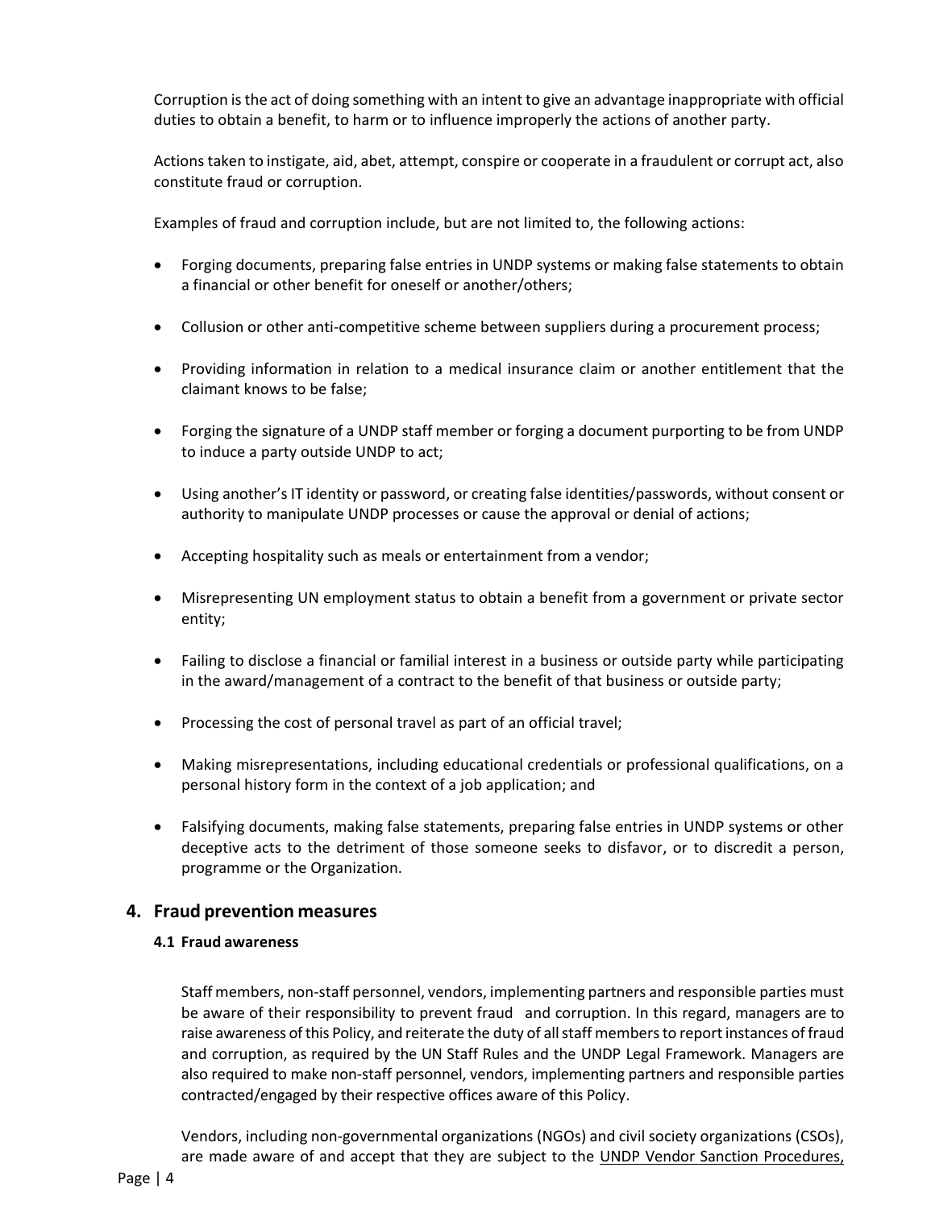Corruption is the act of doing something with an intent to give an advantage inappropriate with official duties to obtain a benefit, to harm or to influence improperly the actions of another party.

Actions taken to instigate, aid, abet, attempt, conspire or cooperate in a fraudulent or corrupt act, also constitute fraud or corruption.

Examples of fraud and corruption include, but are not limited to, the following actions:

- Forging documents, preparing false entries in UNDP systems or making false statements to obtain a financial or other benefit for oneself or another/others;
- Collusion or other anti-competitive scheme between suppliers during a procurement process;
- Providing information in relation to a medical insurance claim or another entitlement that the claimant knows to be false;
- Forging the signature of a UNDP staff member or forging a document purporting to be from UNDP to induce a party outside UNDP to act;
- Using another's IT identity or password, or creating false identities/passwords, without consent or authority to manipulate UNDP processes or cause the approval or denial of actions;
- Accepting hospitality such as meals or entertainment from a vendor;
- Misrepresenting UN employment status to obtain a benefit from a government or private sector entity;
- Failing to disclose a financial or familial interest in a business or outside party while participating in the award/management of a contract to the benefit of that business or outside party;
- Processing the cost of personal travel as part of an official travel;
- Making misrepresentations, including educational credentials or professional qualifications, on a personal history form in the context of a job application; and
- Falsifying documents, making false statements, preparing false entries in UNDP systems or other deceptive acts to the detriment of those someone seeks to disfavor, or to discredit a person, programme or the Organization.

## 4. Fraud prevention measures

### 4.1 Fraud awareness

Staff members, non-staff personnel, vendors, implementing partners and responsible parties must be aware of their responsibility to prevent fraud and corruption. In this regard, managers are to raise awareness of this Policy, and reiterate the duty of all staff members to report instances of fraud and corruption, as required by the UN Staff Rules and the UNDP Legal Framework. Managers are also required to make non-staff personnel, vendors, implementing partners and responsible parties contracted/engaged by their respective offices aware of this Policy.

Vendors, including non-governmental organizations (NGOs) and civil society organizations (CSOs), are made aware of and accept that they are subject to the UNDP Vendor Sanction Procedures,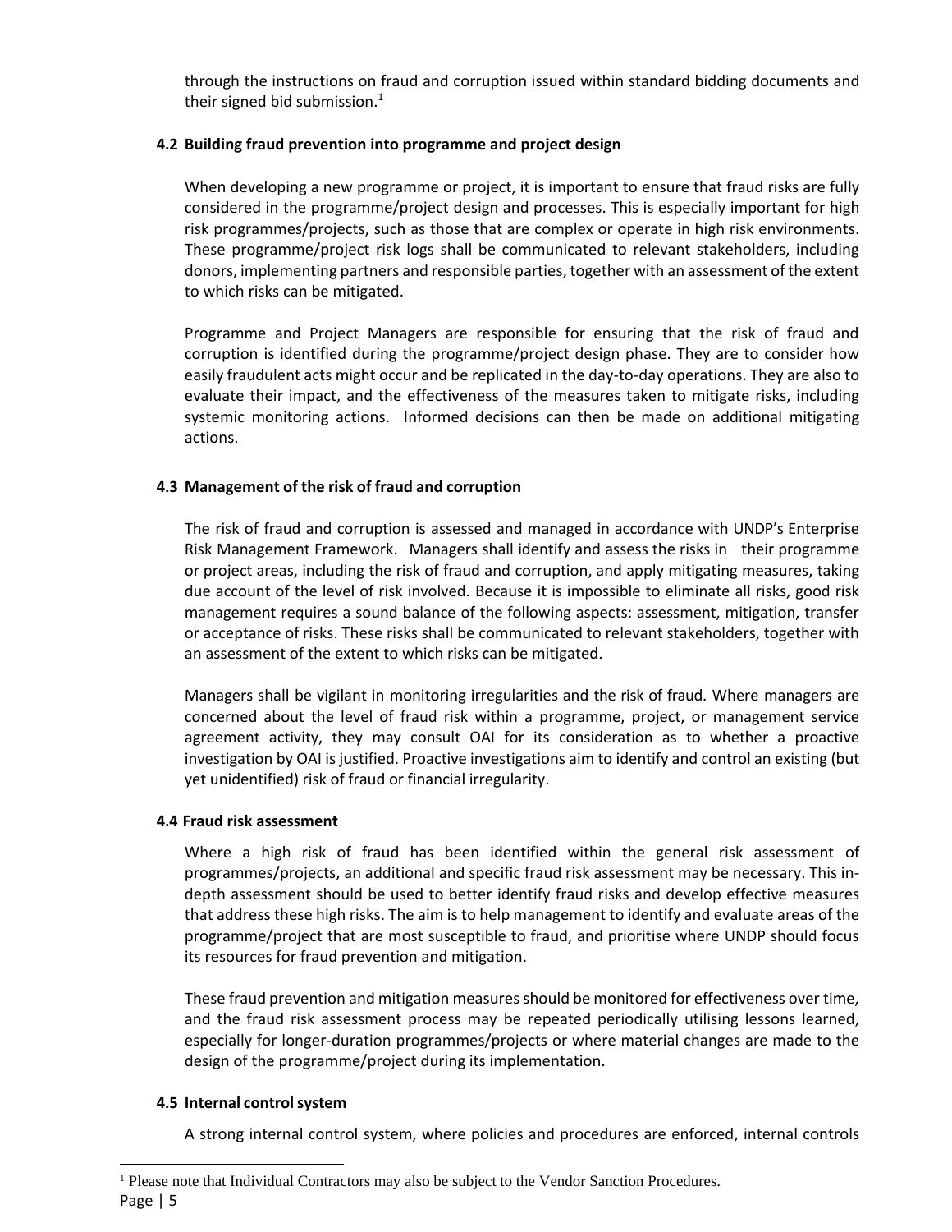through the instructions on fraud and corruption issued within standard bidding documents and their signed bid submission.[1]

### 4.2 Building fraud prevention into programme and project design

When developing a new programme or project, it is important to ensure that fraud risks are fully considered in the programme/project design and processes. This is especially important for high risk programmes/projects, such as those that are complex or operate in high risk environments. These programme/project risk logs shall be communicated to relevant stakeholders, including donors, implementing partners and responsible parties, together with an assessment of the extent to which risks can be mitigated.

Programme and Project Managers are responsible for ensuring that the risk of fraud and corruption is identified during the programme/project design phase. They are to consider how easily fraudulent acts might occur and be replicated in the day-to-day operations. They are also to evaluate their impact, and the effectiveness of the measures taken to mitigate risks, including systemic monitoring actions. Informed decisions can then be made on additional mitigating actions.

### 4.3 Management of the risk of fraud and corruption

The risk of fraud and corruption is assessed and managed in accordance with UNDP's Enterprise Risk Management Framework. Managers shall identify and assess the risks in their programme or project areas, including the risk of fraud and corruption, and apply mitigating measures, taking due account of the level of risk involved. Because it is impossible to eliminate all risks, good risk management requires a sound balance of the following aspects: assessment, mitigation, transfer or acceptance of risks. These risks shall be communicated to relevant stakeholders, together with an assessment of the extent to which risks can be mitigated.

Managers shall be vigilant in monitoring irregularities and the risk of fraud. Where managers are concerned about the level of fraud risk within a programme, project, or management service agreement activity, they may consult OAI for its consideration as to whether a proactive investigation by OAI is justified. Proactive investigations aim to identify and control an existing (but yet unidentified) risk of fraud or financial irregularity.

### 4.4 Fraud risk assessment

Where a high risk of fraud has been identified within the general risk assessment of programmes/projects, an additional and specific fraud risk assessment may be necessary. This in-depth assessment should be used to better identify fraud risks and develop effective measures that address these high risks. The aim is to help management to identify and evaluate areas of the programme/project that are most susceptible to fraud, and prioritise where UNDP should focus its resources for fraud prevention and mitigation.

These fraud prevention and mitigation measures should be monitored for effectiveness over time, and the fraud risk assessment process may be repeated periodically utilising lessons learned, especially for longer-duration programmes/projects or where material changes are made to the design of the programme/project during its implementation.

### 4.5 Internal control system

A strong internal control system, where policies and procedures are enforced, internal controls

[1] Please note that Individual Contractors may also be subject to the Vendor Sanction Procedures.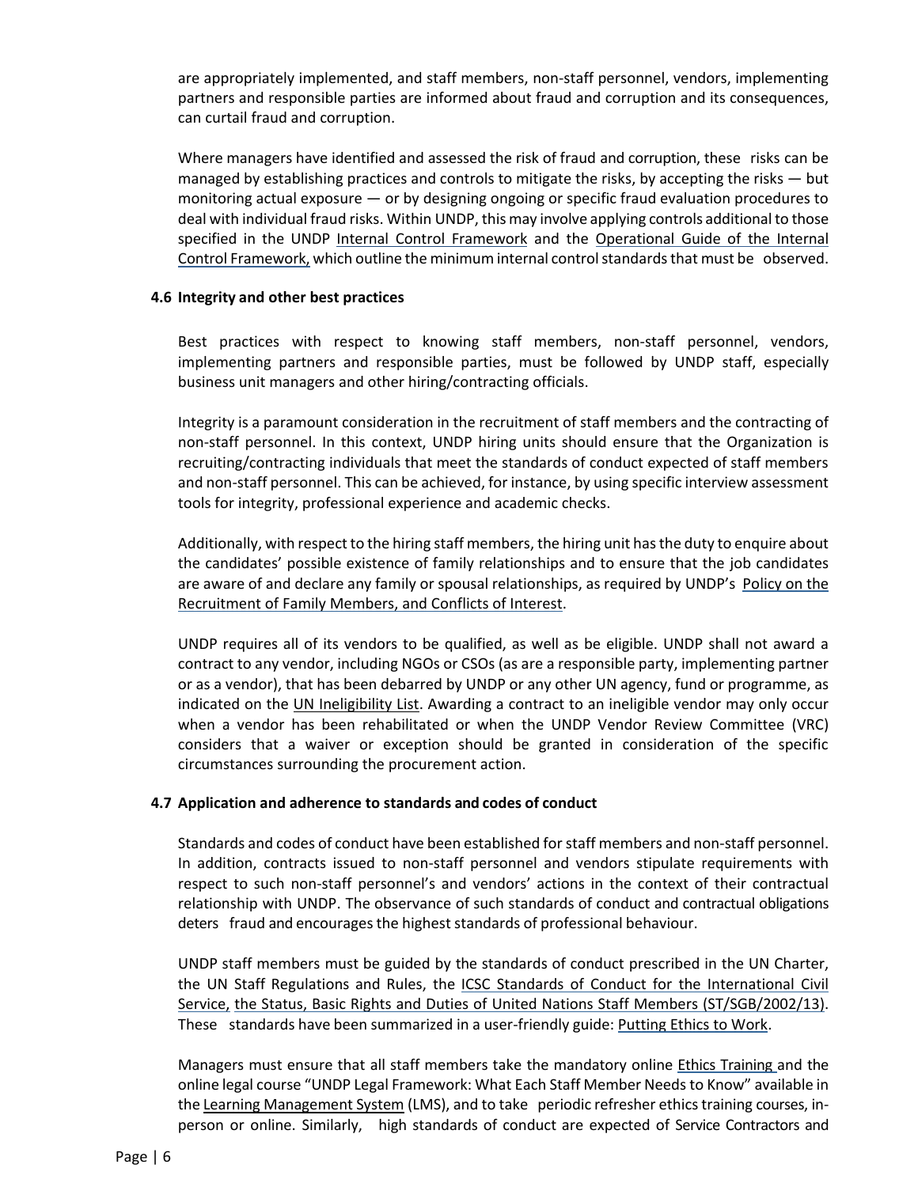are appropriately implemented, and staff members, non-staff personnel, vendors, implementing partners and responsible parties are informed about fraud and corruption and its consequences, can curtail fraud and corruption.

Where managers have identified and assessed the risk of fraud and corruption, these risks can be managed by establishing practices and controls to mitigate the risks, by accepting the risks — but monitoring actual exposure — or by designing ongoing or specific fraud evaluation procedures to deal with individual fraud risks. Within UNDP, this may involve applying controls additional to those specified in the UNDP Internal Control Framework and the Operational Guide of the Internal Control Framework, which outline the minimum internal control standards that must be observed.

### 4.6 Integrity and other best practices

Best practices with respect to knowing staff members, non-staff personnel, vendors, implementing partners and responsible parties, must be followed by UNDP staff, especially business unit managers and other hiring/contracting officials.

Integrity is a paramount consideration in the recruitment of staff members and the contracting of non-staff personnel. In this context, UNDP hiring units should ensure that the Organization is recruiting/contracting individuals that meet the standards of conduct expected of staff members and non-staff personnel. This can be achieved, for instance, by using specific interview assessment tools for integrity, professional experience and academic checks.

Additionally, with respect to the hiring staff members, the hiring unit has the duty to enquire about the candidates' possible existence of family relationships and to ensure that the job candidates are aware of and declare any family or spousal relationships, as required by UNDP's Policy on the Recruitment of Family Members, and Conflicts of Interest.

UNDP requires all of its vendors to be qualified, as well as be eligible. UNDP shall not award a contract to any vendor, including NGOs or CSOs (as are a responsible party, implementing partner or as a vendor), that has been debarred by UNDP or any other UN agency, fund or programme, as indicated on the UN Ineligibility List. Awarding a contract to an ineligible vendor may only occur when a vendor has been rehabilitated or when the UNDP Vendor Review Committee (VRC) considers that a waiver or exception should be granted in consideration of the specific circumstances surrounding the procurement action.

### 4.7 Application and adherence to standards and codes of conduct

Standards and codes of conduct have been established for staff members and non-staff personnel. In addition, contracts issued to non-staff personnel and vendors stipulate requirements with respect to such non-staff personnel's and vendors' actions in the context of their contractual relationship with UNDP. The observance of such standards of conduct and contractual obligations deters fraud and encourages the highest standards of professional behaviour.

UNDP staff members must be guided by the standards of conduct prescribed in the UN Charter, the UN Staff Regulations and Rules, the ICSC Standards of Conduct for the International Civil Service, the Status, Basic Rights and Duties of United Nations Staff Members (ST/SGB/2002/13). These standards have been summarized in a user-friendly guide: Putting Ethics to Work.

Managers must ensure that all staff members take the mandatory online Ethics Training and the online legal course "UNDP Legal Framework: What Each Staff Member Needs to Know" available in the Learning Management System (LMS), and to take periodic refresher ethics training courses, in-person or online. Similarly, high standards of conduct are expected of Service Contractors and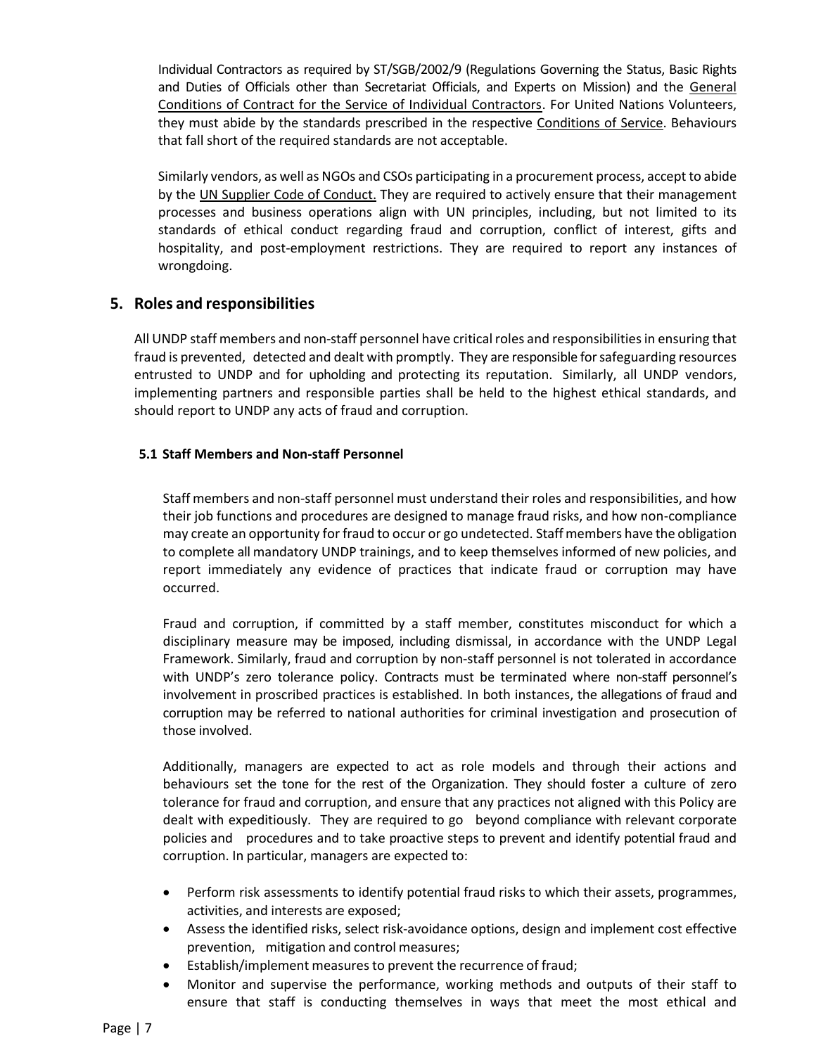Individual Contractors as required by ST/SGB/2002/9 (Regulations Governing the Status, Basic Rights and Duties of Officials other than Secretariat Officials, and Experts on Mission) and the General Conditions of Contract for the Service of Individual Contractors. For United Nations Volunteers, they must abide by the standards prescribed in the respective Conditions of Service. Behaviours that fall short of the required standards are not acceptable.

Similarly vendors, as well as NGOs and CSOs participating in a procurement process, accept to abide by the UN Supplier Code of Conduct. They are required to actively ensure that their management processes and business operations align with UN principles, including, but not limited to its standards of ethical conduct regarding fraud and corruption, conflict of interest, gifts and hospitality, and post-employment restrictions. They are required to report any instances of wrongdoing.

## 5. Roles and responsibilities

All UNDP staff members and non-staff personnel have critical roles and responsibilities in ensuring that fraud is prevented, detected and dealt with promptly. They are responsible for safeguarding resources entrusted to UNDP and for upholding and protecting its reputation. Similarly, all UNDP vendors, implementing partners and responsible parties shall be held to the highest ethical standards, and should report to UNDP any acts of fraud and corruption.

### 5.1 Staff Members and Non-staff Personnel

Staff members and non-staff personnel must understand their roles and responsibilities, and how their job functions and procedures are designed to manage fraud risks, and how non-compliance may create an opportunity for fraud to occur or go undetected. Staff members have the obligation to complete all mandatory UNDP trainings, and to keep themselves informed of new policies, and report immediately any evidence of practices that indicate fraud or corruption may have occurred.

Fraud and corruption, if committed by a staff member, constitutes misconduct for which a disciplinary measure may be imposed, including dismissal, in accordance with the UNDP Legal Framework. Similarly, fraud and corruption by non-staff personnel is not tolerated in accordance with UNDP's zero tolerance policy. Contracts must be terminated where non-staff personnel's involvement in proscribed practices is established. In both instances, the allegations of fraud and corruption may be referred to national authorities for criminal investigation and prosecution of those involved.

Additionally, managers are expected to act as role models and through their actions and behaviours set the tone for the rest of the Organization. They should foster a culture of zero tolerance for fraud and corruption, and ensure that any practices not aligned with this Policy are dealt with expeditiously. They are required to go beyond compliance with relevant corporate policies and procedures and to take proactive steps to prevent and identify potential fraud and corruption. In particular, managers are expected to:

- Perform risk assessments to identify potential fraud risks to which their assets, programmes, activities, and interests are exposed;
- Assess the identified risks, select risk-avoidance options, design and implement cost effective prevention, mitigation and control measures;
- Establish/implement measures to prevent the recurrence of fraud;
- Monitor and supervise the performance, working methods and outputs of their staff to ensure that staff is conducting themselves in ways that meet the most ethical and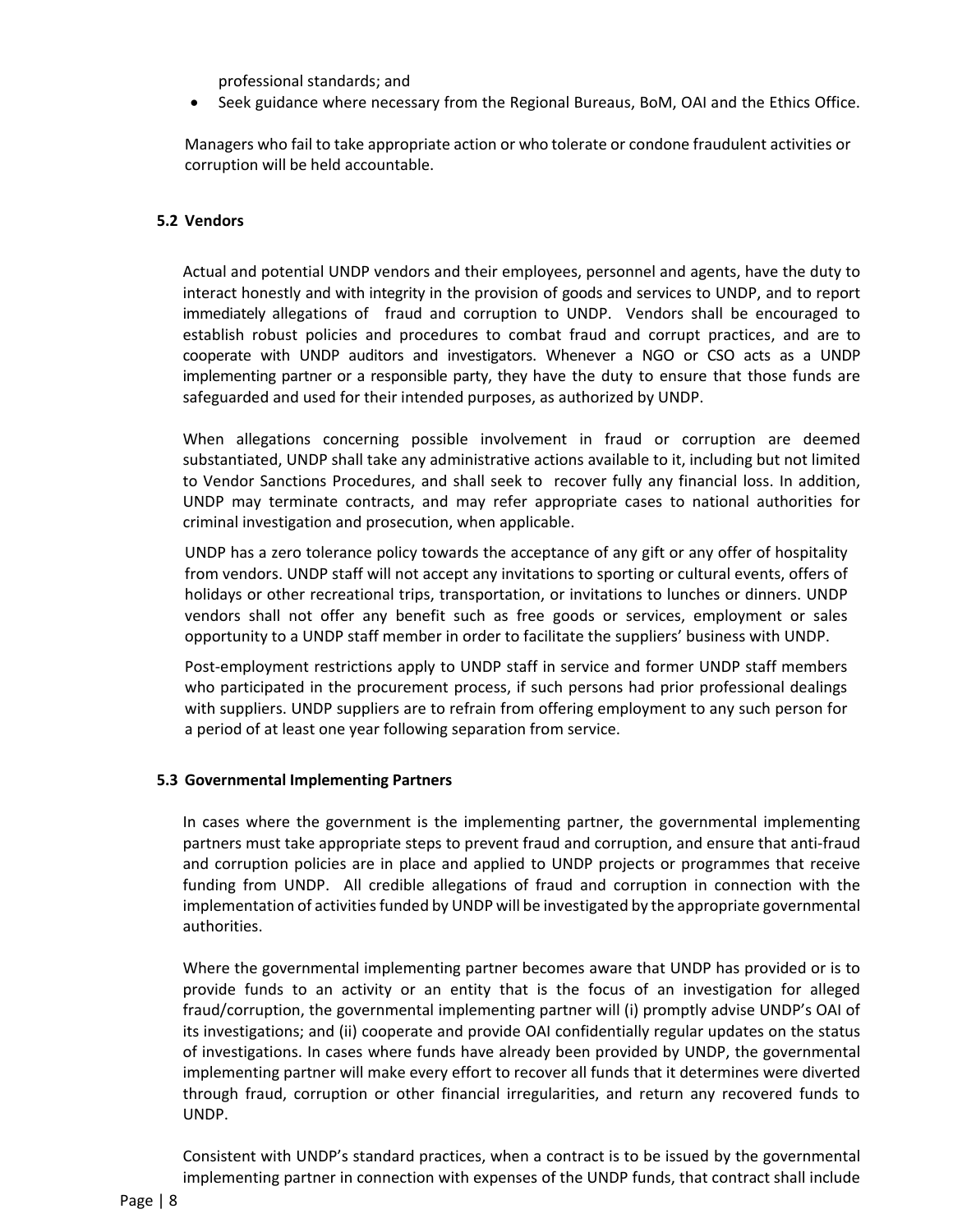professional standards; and

- Seek guidance where necessary from the Regional Bureaus, BoM, OAI and the Ethics Office.

Managers who fail to take appropriate action or who tolerate or condone fraudulent activities or corruption will be held accountable.

### 5.2 Vendors

Actual and potential UNDP vendors and their employees, personnel and agents, have the duty to interact honestly and with integrity in the provision of goods and services to UNDP, and to report immediately allegations of fraud and corruption to UNDP. Vendors shall be encouraged to establish robust policies and procedures to combat fraud and corrupt practices, and are to cooperate with UNDP auditors and investigators. Whenever a NGO or CSO acts as a UNDP implementing partner or a responsible party, they have the duty to ensure that those funds are safeguarded and used for their intended purposes, as authorized by UNDP.

When allegations concerning possible involvement in fraud or corruption are deemed substantiated, UNDP shall take any administrative actions available to it, including but not limited to Vendor Sanctions Procedures, and shall seek to recover fully any financial loss. In addition, UNDP may terminate contracts, and may refer appropriate cases to national authorities for criminal investigation and prosecution, when applicable.

UNDP has a zero tolerance policy towards the acceptance of any gift or any offer of hospitality from vendors. UNDP staff will not accept any invitations to sporting or cultural events, offers of holidays or other recreational trips, transportation, or invitations to lunches or dinners. UNDP vendors shall not offer any benefit such as free goods or services, employment or sales opportunity to a UNDP staff member in order to facilitate the suppliers' business with UNDP.

Post-employment restrictions apply to UNDP staff in service and former UNDP staff members who participated in the procurement process, if such persons had prior professional dealings with suppliers. UNDP suppliers are to refrain from offering employment to any such person for a period of at least one year following separation from service.

### 5.3 Governmental Implementing Partners

In cases where the government is the implementing partner, the governmental implementing partners must take appropriate steps to prevent fraud and corruption, and ensure that anti-fraud and corruption policies are in place and applied to UNDP projects or programmes that receive funding from UNDP. All credible allegations of fraud and corruption in connection with the implementation of activities funded by UNDP will be investigated by the appropriate governmental authorities.

Where the governmental implementing partner becomes aware that UNDP has provided or is to provide funds to an activity or an entity that is the focus of an investigation for alleged fraud/corruption, the governmental implementing partner will (i) promptly advise UNDP's OAI of its investigations; and (ii) cooperate and provide OAI confidentially regular updates on the status of investigations. In cases where funds have already been provided by UNDP, the governmental implementing partner will make every effort to recover all funds that it determines were diverted through fraud, corruption or other financial irregularities, and return any recovered funds to UNDP.

Consistent with UNDP's standard practices, when a contract is to be issued by the governmental implementing partner in connection with expenses of the UNDP funds, that contract shall include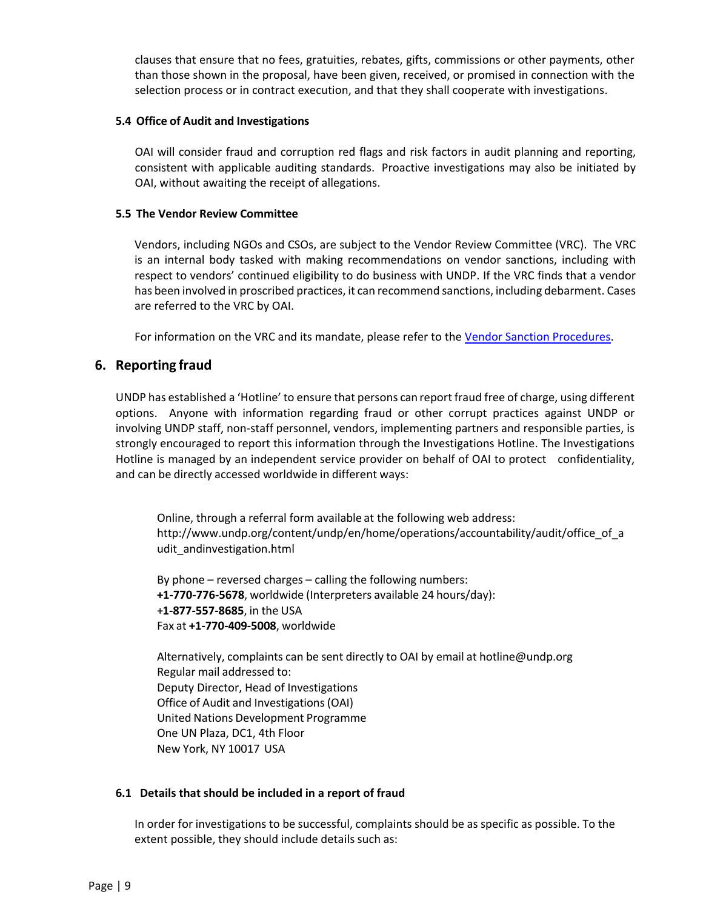clauses that ensure that no fees, gratuities, rebates, gifts, commissions or other payments, other than those shown in the proposal, have been given, received, or promised in connection with the selection process or in contract execution, and that they shall cooperate with investigations.

### 5.4 Office of Audit and Investigations

OAI will consider fraud and corruption red flags and risk factors in audit planning and reporting, consistent with applicable auditing standards. Proactive investigations may also be initiated by OAI, without awaiting the receipt of allegations.

### 5.5 The Vendor Review Committee

Vendors, including NGOs and CSOs, are subject to the Vendor Review Committee (VRC). The VRC is an internal body tasked with making recommendations on vendor sanctions, including with respect to vendors' continued eligibility to do business with UNDP. If the VRC finds that a vendor has been involved in proscribed practices, it can recommend sanctions, including debarment. Cases are referred to the VRC by OAI.

For information on the VRC and its mandate, please refer to the Vendor Sanction Procedures.

## 6. Reporting fraud

UNDP has established a 'Hotline' to ensure that persons can report fraud free of charge, using different options. Anyone with information regarding fraud or other corrupt practices against UNDP or involving UNDP staff, non-staff personnel, vendors, implementing partners and responsible parties, is strongly encouraged to report this information through the Investigations Hotline. The Investigations Hotline is managed by an independent service provider on behalf of OAI to protect confidentiality, and can be directly accessed worldwide in different ways:

Online, through a referral form available at the following web address:
http://www.undp.org/content/undp/en/home/operations/accountability/audit/office_of_audit_andinvestigation.html

By phone – reversed charges – calling the following numbers:
**+1-770-776-5678**, worldwide (Interpreters available 24 hours/day):
+**1-877-557-8685**, in the USA
Fax at **+1-770-409-5008**, worldwide

Alternatively, complaints can be sent directly to OAI by email at hotline@undp.org
Regular mail addressed to:
Deputy Director, Head of Investigations
Office of Audit and Investigations (OAI)
United Nations Development Programme
One UN Plaza, DC1, 4th Floor
New York, NY 10017 USA

### 6.1 Details that should be included in a report of fraud

In order for investigations to be successful, complaints should be as specific as possible. To the extent possible, they should include details such as: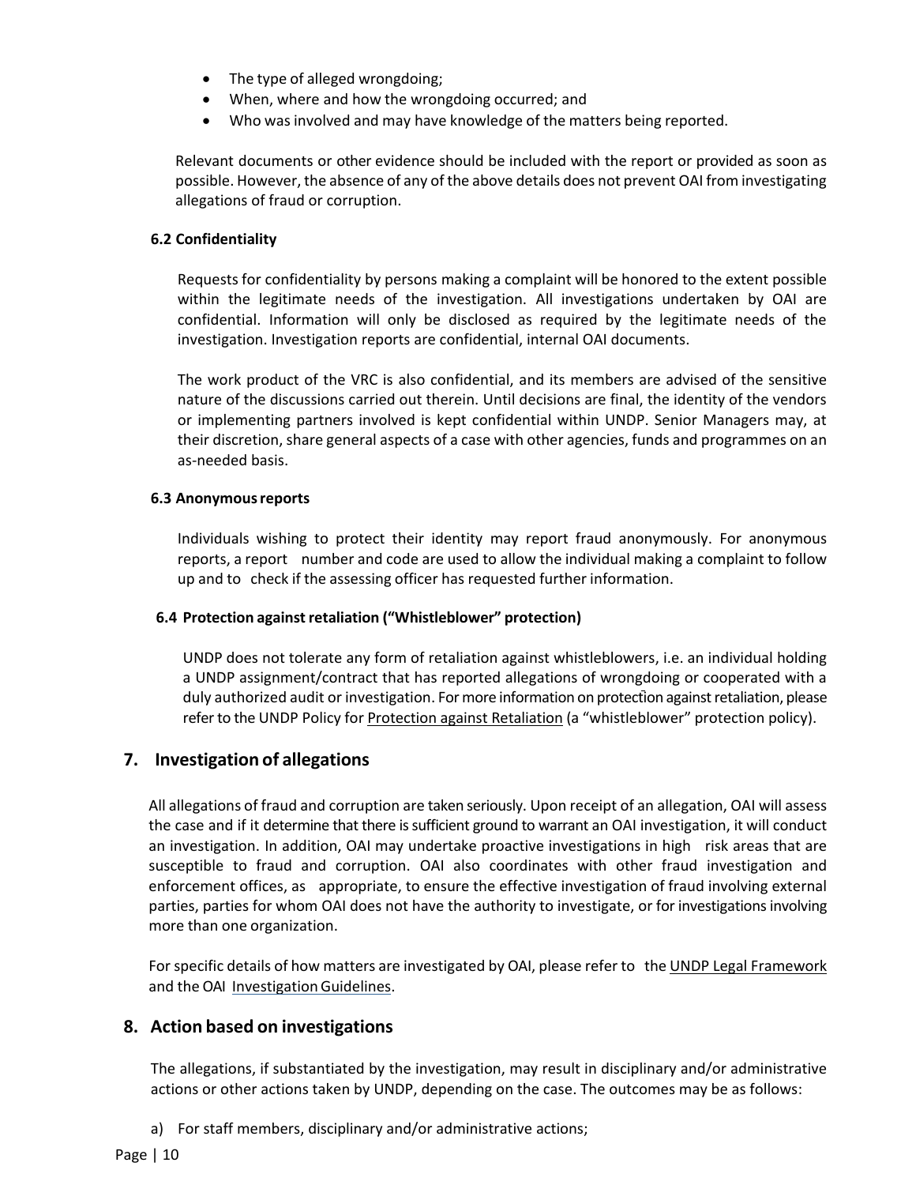- The type of alleged wrongdoing;
- When, where and how the wrongdoing occurred; and
- Who was involved and may have knowledge of the matters being reported.

Relevant documents or other evidence should be included with the report or provided as soon as possible. However, the absence of any of the above details does not prevent OAI from investigating allegations of fraud or corruption.

### 6.2 Confidentiality

Requests for confidentiality by persons making a complaint will be honored to the extent possible within the legitimate needs of the investigation. All investigations undertaken by OAI are confidential. Information will only be disclosed as required by the legitimate needs of the investigation. Investigation reports are confidential, internal OAI documents.

The work product of the VRC is also confidential, and its members are advised of the sensitive nature of the discussions carried out therein. Until decisions are final, the identity of the vendors or implementing partners involved is kept confidential within UNDP. Senior Managers may, at their discretion, share general aspects of a case with other agencies, funds and programmes on an as-needed basis.

### 6.3 Anonymous reports

Individuals wishing to protect their identity may report fraud anonymously. For anonymous reports, a report number and code are used to allow the individual making a complaint to follow up and to check if the assessing officer has requested further information.

### 6.4 Protection against retaliation ("Whistleblower" protection)

UNDP does not tolerate any form of retaliation against whistleblowers, i.e. an individual holding a UNDP assignment/contract that has reported allegations of wrongdoing or cooperated with a duly authorized audit or investigation. For more information on protection against retaliation, please refer to the UNDP Policy for Protection against Retaliation (a "whistleblower" protection policy).

## 7. Investigation of allegations

All allegations of fraud and corruption are taken seriously. Upon receipt of an allegation, OAI will assess the case and if it determine that there is sufficient ground to warrant an OAI investigation, it will conduct an investigation. In addition, OAI may undertake proactive investigations in high risk areas that are susceptible to fraud and corruption. OAI also coordinates with other fraud investigation and enforcement offices, as appropriate, to ensure the effective investigation of fraud involving external parties, parties for whom OAI does not have the authority to investigate, or for investigations involving more than one organization.

For specific details of how matters are investigated by OAI, please refer to the UNDP Legal Framework and the OAI Investigation Guidelines.

## 8. Action based on investigations

The allegations, if substantiated by the investigation, may result in disciplinary and/or administrative actions or other actions taken by UNDP, depending on the case. The outcomes may be as follows:

a) For staff members, disciplinary and/or administrative actions;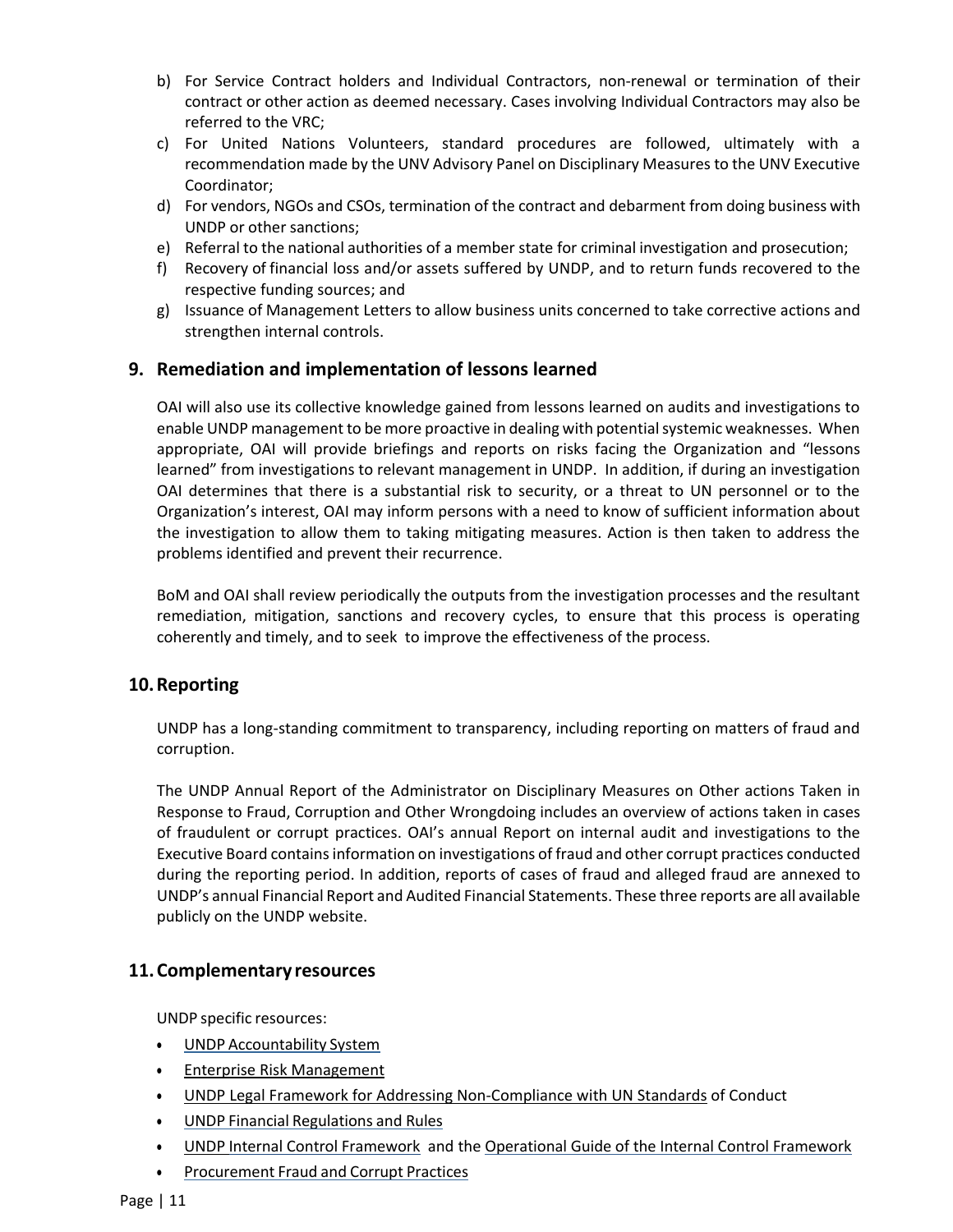b) For Service Contract holders and Individual Contractors, non-renewal or termination of their contract or other action as deemed necessary. Cases involving Individual Contractors may also be referred to the VRC;
c) For United Nations Volunteers, standard procedures are followed, ultimately with a recommendation made by the UNV Advisory Panel on Disciplinary Measures to the UNV Executive Coordinator;
d) For vendors, NGOs and CSOs, termination of the contract and debarment from doing business with UNDP or other sanctions;
e) Referral to the national authorities of a member state for criminal investigation and prosecution;
f) Recovery of financial loss and/or assets suffered by UNDP, and to return funds recovered to the respective funding sources; and
g) Issuance of Management Letters to allow business units concerned to take corrective actions and strengthen internal controls.

## 9. Remediation and implementation of lessons learned

OAI will also use its collective knowledge gained from lessons learned on audits and investigations to enable UNDP management to be more proactive in dealing with potential systemic weaknesses. When appropriate, OAI will provide briefings and reports on risks facing the Organization and "lessons learned" from investigations to relevant management in UNDP. In addition, if during an investigation OAI determines that there is a substantial risk to security, or a threat to UN personnel or to the Organization's interest, OAI may inform persons with a need to know of sufficient information about the investigation to allow them to taking mitigating measures. Action is then taken to address the problems identified and prevent their recurrence.

BoM and OAI shall review periodically the outputs from the investigation processes and the resultant remediation, mitigation, sanctions and recovery cycles, to ensure that this process is operating coherently and timely, and to seek to improve the effectiveness of the process.

## 10. Reporting

UNDP has a long-standing commitment to transparency, including reporting on matters of fraud and corruption.

The UNDP Annual Report of the Administrator on Disciplinary Measures on Other actions Taken in Response to Fraud, Corruption and Other Wrongdoing includes an overview of actions taken in cases of fraudulent or corrupt practices. OAI's annual Report on internal audit and investigations to the Executive Board contains information on investigations of fraud and other corrupt practices conducted during the reporting period. In addition, reports of cases of fraud and alleged fraud are annexed to UNDP's annual Financial Report and Audited Financial Statements. These three reports are all available publicly on the UNDP website.

## 11. Complementary resources

UNDP specific resources:

- UNDP Accountability System
- Enterprise Risk Management
- UNDP Legal Framework for Addressing Non-Compliance with UN Standards of Conduct
- UNDP Financial Regulations and Rules
- UNDP Internal Control Framework and the Operational Guide of the Internal Control Framework
- Procurement Fraud and Corrupt Practices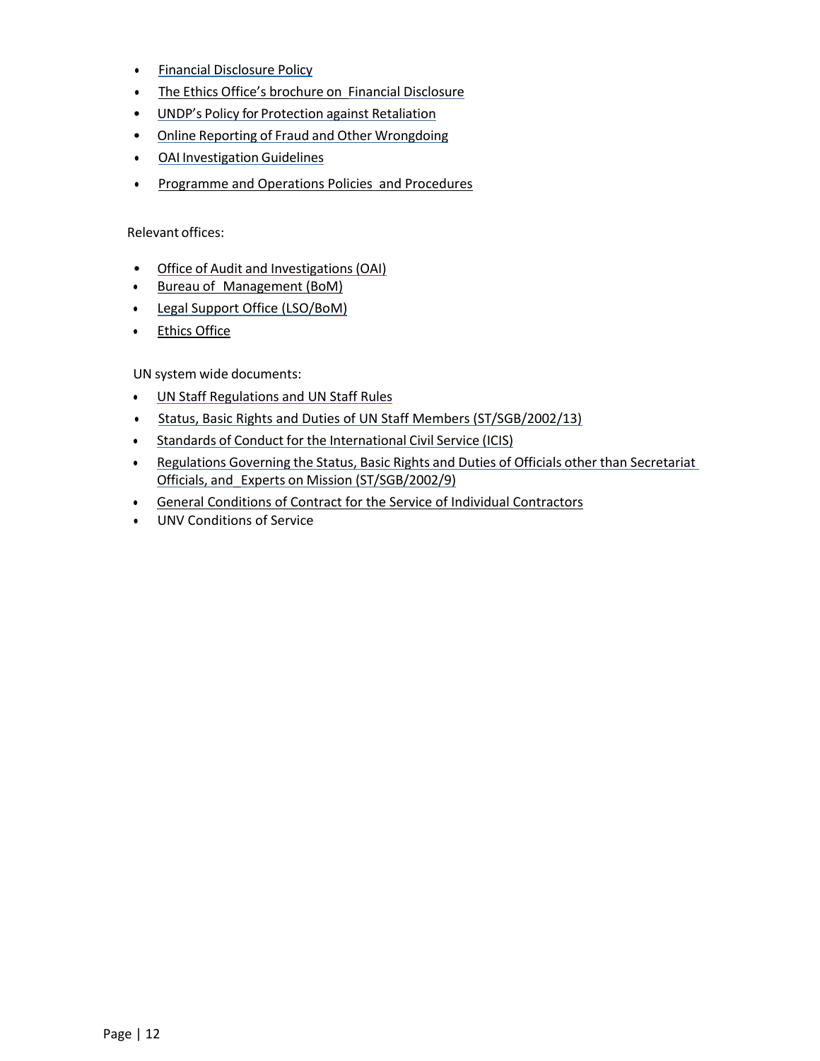- Financial Disclosure Policy
- The Ethics Office's brochure on Financial Disclosure
- UNDP's Policy for Protection against Retaliation
- Online Reporting of Fraud and Other Wrongdoing
- OAI Investigation Guidelines
- Programme and Operations Policies and Procedures

Relevant offices:

- Office of Audit and Investigations (OAI)
- Bureau of Management (BoM)
- Legal Support Office (LSO/BoM)
- Ethics Office

UN system wide documents:

- UN Staff Regulations and UN Staff Rules
- Status, Basic Rights and Duties of UN Staff Members (ST/SGB/2002/13)
- Standards of Conduct for the International Civil Service (ICIS)
- Regulations Governing the Status, Basic Rights and Duties of Officials other than Secretariat Officials, and Experts on Mission (ST/SGB/2002/9)
- General Conditions of Contract for the Service of Individual Contractors
- UNV Conditions of Service